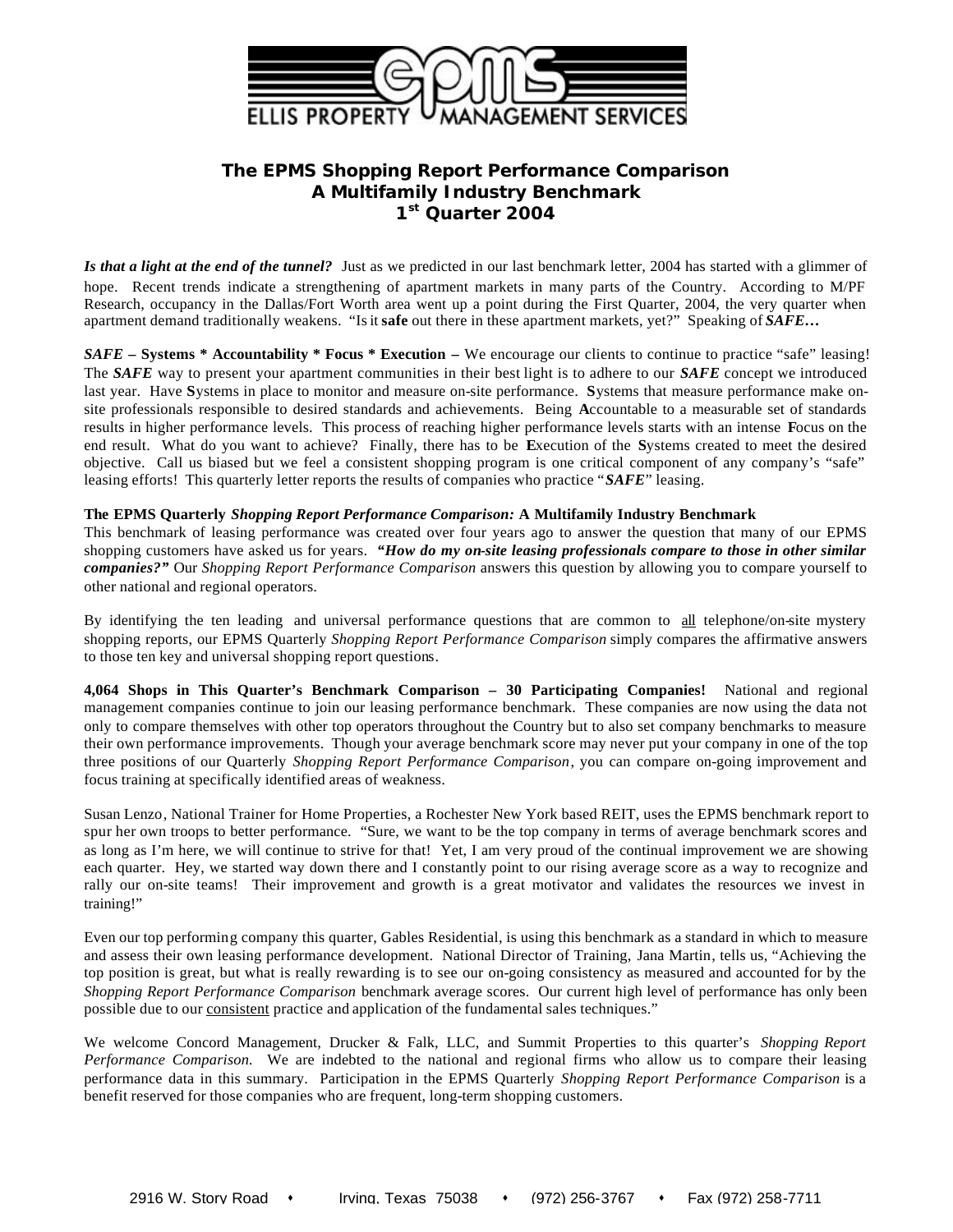ELLIS PROPERTY MANAGEMENT SERVICES

# The EPMS Shopping Report Performance Comparison
## A Multifamily Industry Benchmark
## 1st Quarter 2004

***Is that a light at the end of the tunnel?*** Just as we predicted in our last benchmark letter, 2004 has started with a glimmer of hope. Recent trends indicate a strengthening of apartment markets in many parts of the Country. According to M/PF Research, occupancy in the Dallas/Fort Worth area went up a point during the First Quarter, 2004, the very quarter when apartment demand traditionally weakens. "Is it **safe** out there in these apartment markets, yet?" Speaking of ***SAFE…***

***SAFE*** **– Systems * Accountability * Focus * Execution –** We encourage our clients to continue to practice "safe" leasing! The ***SAFE*** way to present your apartment communities in their best light is to adhere to our ***SAFE*** concept we introduced last year. Have **S**ystems in place to monitor and measure on-site performance. **S**ystems that measure performance make on-site professionals responsible to desired standards and achievements. Being **A**ccountable to a measurable set of standards results in higher performance levels. This process of reaching higher performance levels starts with an intense **F**ocus on the end result. What do you want to achieve? Finally, there has to be **E**xecution of the **S**ystems created to meet the desired objective. Call us biased but we feel a consistent shopping program is one critical component of any company's "safe" leasing efforts! This quarterly letter reports the results of companies who practice "***SAFE***" leasing.

**The EPMS Quarterly *Shopping Report Performance Comparison:* A Multifamily Industry Benchmark**
This benchmark of leasing performance was created over four years ago to answer the question that many of our EPMS shopping customers have asked us for years. ***"How do my on-site leasing professionals compare to those in other similar companies?"*** Our *Shopping Report Performance Comparison* answers this question by allowing you to compare yourself to other national and regional operators.

By identifying the ten leading and universal performance questions that are common to all telephone/on-site mystery shopping reports, our EPMS Quarterly *Shopping Report Performance Comparison* simply compares the affirmative answers to those ten key and universal shopping report questions.

**4,064 Shops in This Quarter's Benchmark Comparison – 30 Participating Companies!** National and regional management companies continue to join our leasing performance benchmark. These companies are now using the data not only to compare themselves with other top operators throughout the Country but to also set company benchmarks to measure their own performance improvements. Though your average benchmark score may never put your company in one of the top three positions of our Quarterly *Shopping Report Performance Comparison*, you can compare on-going improvement and focus training at specifically identified areas of weakness.

Susan Lenzo, National Trainer for Home Properties, a Rochester New York based REIT, uses the EPMS benchmark report to spur her own troops to better performance. "Sure, we want to be the top company in terms of average benchmark scores and as long as I'm here, we will continue to strive for that! Yet, I am very proud of the continual improvement we are showing each quarter. Hey, we started way down there and I constantly point to our rising average score as a way to recognize and rally our on-site teams! Their improvement and growth is a great motivator and validates the resources we invest in training!"

Even our top performing company this quarter, Gables Residential, is using this benchmark as a standard in which to measure and assess their own leasing performance development. National Director of Training, Jana Martin, tells us, "Achieving the top position is great, but what is really rewarding is to see our on-going consistency as measured and accounted for by the *Shopping Report Performance Comparison* benchmark average scores. Our current high level of performance has only been possible due to our consistent practice and application of the fundamental sales techniques."

We welcome Concord Management, Drucker & Falk, LLC, and Summit Properties to this quarter's *Shopping Report Performance Comparison.* We are indebted to the national and regional firms who allow us to compare their leasing performance data in this summary. Participation in the EPMS Quarterly *Shopping Report Performance Comparison* is a benefit reserved for those companies who are frequent, long-term shopping customers.

2916 W. Story Road • Irving, Texas 75038 • (972) 256-3767 • Fax (972) 258-7711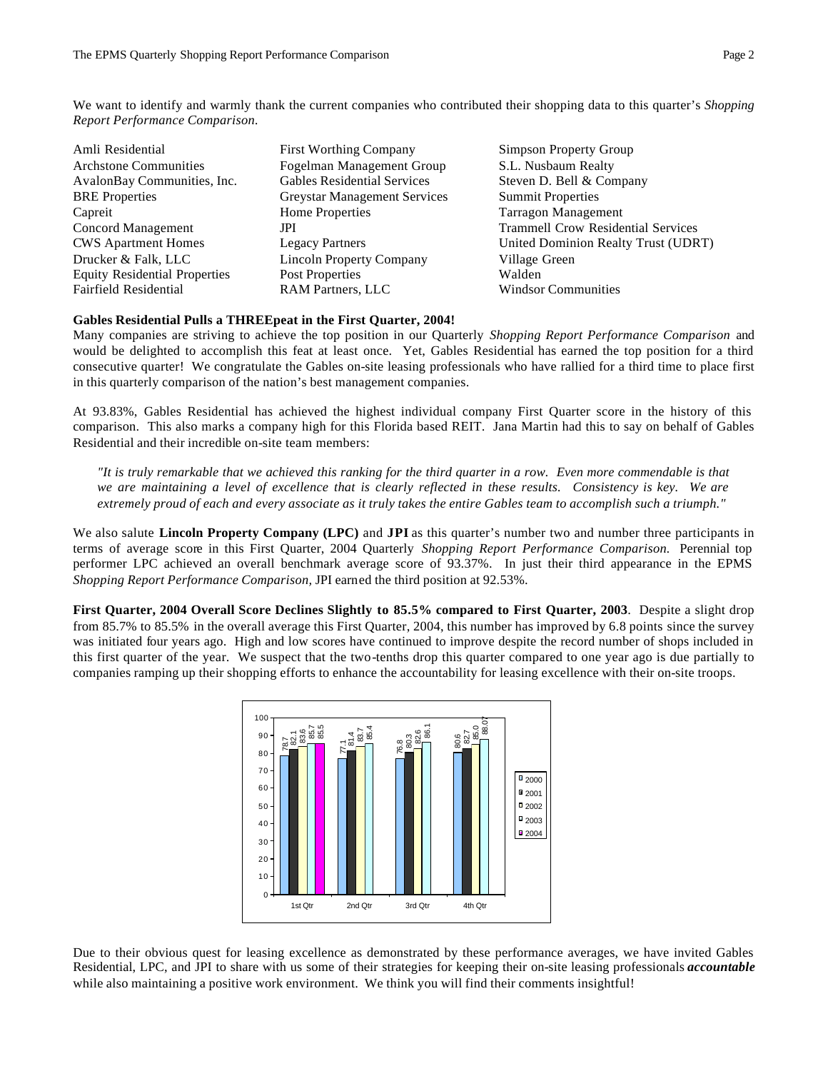We want to identify and warmly thank the current companies who contributed their shopping data to this quarter's *Shopping Report Performance Comparison*.

| | | |
|---|---|---|
| Amli Residential | First Worthing Company | Simpson Property Group |
| Archstone Communities | Fogelman Management Group | S.L. Nusbaum Realty |
| AvalonBay Communities, Inc. | Gables Residential Services | Steven D. Bell & Company |
| BRE Properties | Greystar Management Services | Summit Properties |
| Capreit | Home Properties | Tarragon Management |
| Concord Management | JPI | Trammell Crow Residential Services |
| CWS Apartment Homes | Legacy Partners | United Dominion Realty Trust (UDRT) |
| Drucker & Falk, LLC | Lincoln Property Company | Village Green |
| Equity Residential Properties | Post Properties | Walden |
| Fairfield Residential | RAM Partners, LLC | Windsor Communities |

**Gables Residential Pulls a THREEpeat in the First Quarter, 2004!**

Many companies are striving to achieve the top position in our Quarterly *Shopping Report Performance Comparison* and would be delighted to accomplish this feat at least once. Yet, Gables Residential has earned the top position for a third consecutive quarter! We congratulate the Gables on-site leasing professionals who have rallied for a third time to place first in this quarterly comparison of the nation's best management companies.

At 93.83%, Gables Residential has achieved the highest individual company First Quarter score in the history of this comparison. This also marks a company high for this Florida based REIT. Jana Martin had this to say on behalf of Gables Residential and their incredible on-site team members:

> *"It is truly remarkable that we achieved this ranking for the third quarter in a row. Even more commendable is that we are maintaining a level of excellence that is clearly reflected in these results. Consistency is key. We are extremely proud of each and every associate as it truly takes the entire Gables team to accomplish such a triumph."*

We also salute **Lincoln Property Company (LPC)** and **JPI** as this quarter's number two and number three participants in terms of average score in this First Quarter, 2004 Quarterly *Shopping Report Performance Comparison.* Perennial top performer LPC achieved an overall benchmark average score of 93.37%. In just their third appearance in the EPMS *Shopping Report Performance Comparison,* JPI earned the third position at 92.53%.

**First Quarter, 2004 Overall Score Declines Slightly to 85.5% compared to First Quarter, 2003**. Despite a slight drop from 85.7% to 85.5% in the overall average this First Quarter, 2004, this number has improved by 6.8 points since the survey was initiated four years ago. High and low scores have continued to improve despite the record number of shops included in this first quarter of the year. We suspect that the two-tenths drop this quarter compared to one year ago is due partially to companies ramping up their shopping efforts to enhance the accountability for leasing excellence with their on-site troops.

| | 2000 | 2001 | 2002 | 2003 | 2004 |
|---|---|---|---|---|---|
| 1st Qtr | 78.7 | 82.1 | 83.6 | 85.7 | 85.5 |
| 2nd Qtr | 77.1 | 81.4 | 83.7 | 85.4 | |
| 3rd Qtr | 76.8 | 80.3 | 82.6 | 86.1 | |
| 4th Qtr | 80.6 | 82.7 | 85.0 | 88.07 | |

Due to their obvious quest for leasing excellence as demonstrated by these performance averages, we have invited Gables Residential, LPC, and JPI to share with us some of their strategies for keeping their on-site leasing professionals ***accountable*** while also maintaining a positive work environment. We think you will find their comments insightful!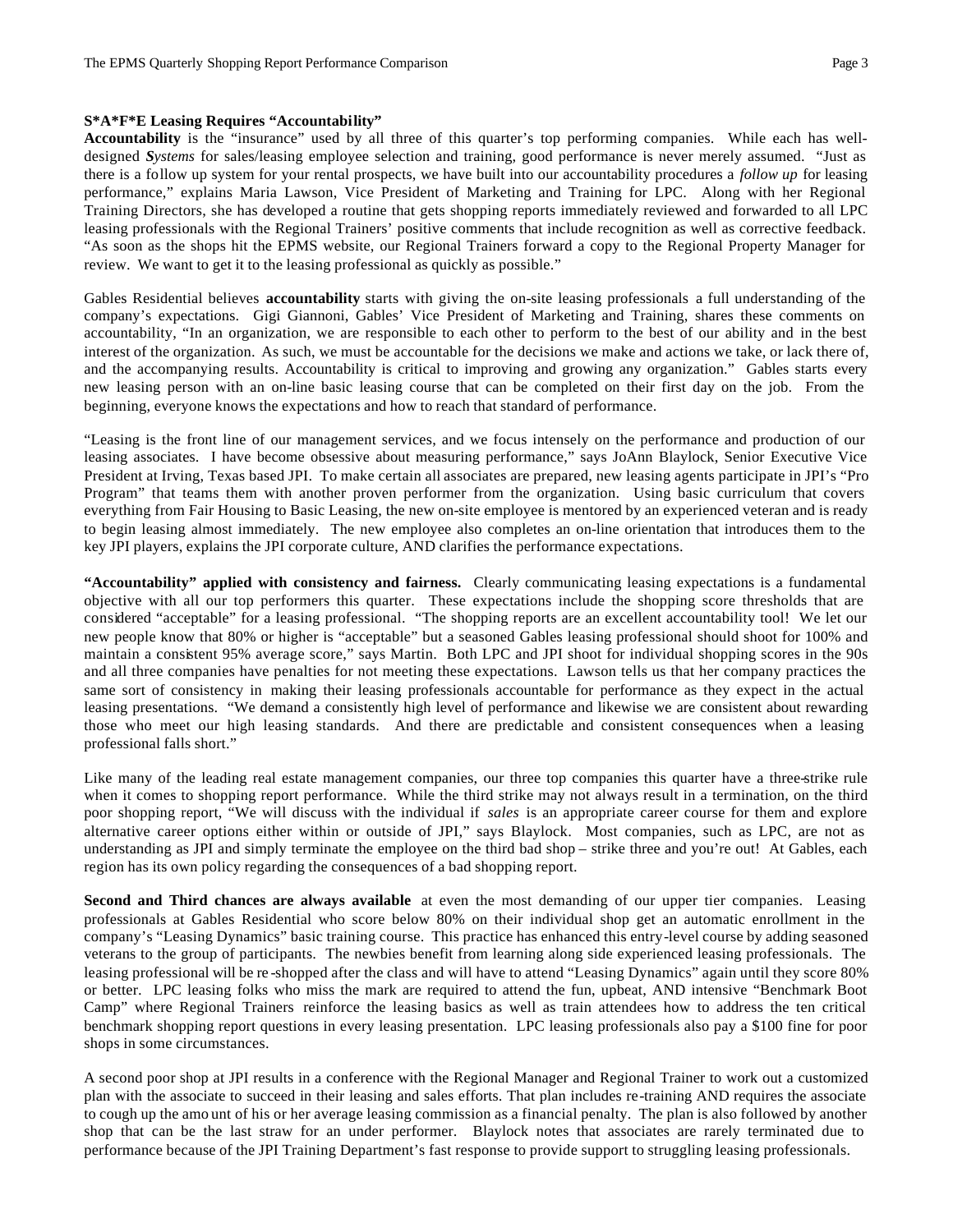**S*A*F*E Leasing Requires "Accountability"**

**Accountability** is the "insurance" used by all three of this quarter's top performing companies. While each has well-designed ***S**ystems* for sales/leasing employee selection and training, good performance is never merely assumed. "Just as there is a follow up system for your rental prospects, we have built into our accountability procedures a *follow up* for leasing performance," explains Maria Lawson, Vice President of Marketing and Training for LPC. Along with her Regional Training Directors, she has developed a routine that gets shopping reports immediately reviewed and forwarded to all LPC leasing professionals with the Regional Trainers' positive comments that include recognition as well as corrective feedback. "As soon as the shops hit the EPMS website, our Regional Trainers forward a copy to the Regional Property Manager for review. We want to get it to the leasing professional as quickly as possible."

Gables Residential believes **accountability** starts with giving the on-site leasing professionals a full understanding of the company's expectations. Gigi Giannoni, Gables' Vice President of Marketing and Training, shares these comments on accountability, "In an organization, we are responsible to each other to perform to the best of our ability and in the best interest of the organization. As such, we must be accountable for the decisions we make and actions we take, or lack there of, and the accompanying results. Accountability is critical to improving and growing any organization." Gables starts every new leasing person with an on-line basic leasing course that can be completed on their first day on the job. From the beginning, everyone knows the expectations and how to reach that standard of performance.

"Leasing is the front line of our management services, and we focus intensely on the performance and production of our leasing associates. I have become obsessive about measuring performance," says JoAnn Blaylock, Senior Executive Vice President at Irving, Texas based JPI. To make certain all associates are prepared, new leasing agents participate in JPI's "Pro Program" that teams them with another proven performer from the organization. Using basic curriculum that covers everything from Fair Housing to Basic Leasing, the new on-site employee is mentored by an experienced veteran and is ready to begin leasing almost immediately. The new employee also completes an on-line orientation that introduces them to the key JPI players, explains the JPI corporate culture, AND clarifies the performance expectations.

**"Accountability" applied with consistency and fairness.** Clearly communicating leasing expectations is a fundamental objective with all our top performers this quarter. These expectations include the shopping score thresholds that are considered "acceptable" for a leasing professional. "The shopping reports are an excellent accountability tool! We let our new people know that 80% or higher is "acceptable" but a seasoned Gables leasing professional should shoot for 100% and maintain a consistent 95% average score," says Martin. Both LPC and JPI shoot for individual shopping scores in the 90s and all three companies have penalties for not meeting these expectations. Lawson tells us that her company practices the same sort of consistency in making their leasing professionals accountable for performance as they expect in the actual leasing presentations. "We demand a consistently high level of performance and likewise we are consistent about rewarding those who meet our high leasing standards. And there are predictable and consistent consequences when a leasing professional falls short."

Like many of the leading real estate management companies, our three top companies this quarter have a three-strike rule when it comes to shopping report performance. While the third strike may not always result in a termination, on the third poor shopping report, "We will discuss with the individual if *sales* is an appropriate career course for them and explore alternative career options either within or outside of JPI," says Blaylock. Most companies, such as LPC, are not as understanding as JPI and simply terminate the employee on the third bad shop – strike three and you're out! At Gables, each region has its own policy regarding the consequences of a bad shopping report.

**Second and Third chances are always available** at even the most demanding of our upper tier companies. Leasing professionals at Gables Residential who score below 80% on their individual shop get an automatic enrollment in the company's "Leasing Dynamics" basic training course. This practice has enhanced this entry-level course by adding seasoned veterans to the group of participants. The newbies benefit from learning along side experienced leasing professionals. The leasing professional will be re-shopped after the class and will have to attend "Leasing Dynamics" again until they score 80% or better. LPC leasing folks who miss the mark are required to attend the fun, upbeat, AND intensive "Benchmark Boot Camp" where Regional Trainers reinforce the leasing basics as well as train attendees how to address the ten critical benchmark shopping report questions in every leasing presentation. LPC leasing professionals also pay a $100 fine for poor shops in some circumstances.

A second poor shop at JPI results in a conference with the Regional Manager and Regional Trainer to work out a customized plan with the associate to succeed in their leasing and sales efforts. That plan includes re-training AND requires the associate to cough up the amount of his or her average leasing commission as a financial penalty. The plan is also followed by another shop that can be the last straw for an under performer. Blaylock notes that associates are rarely terminated due to performance because of the JPI Training Department's fast response to provide support to struggling leasing professionals.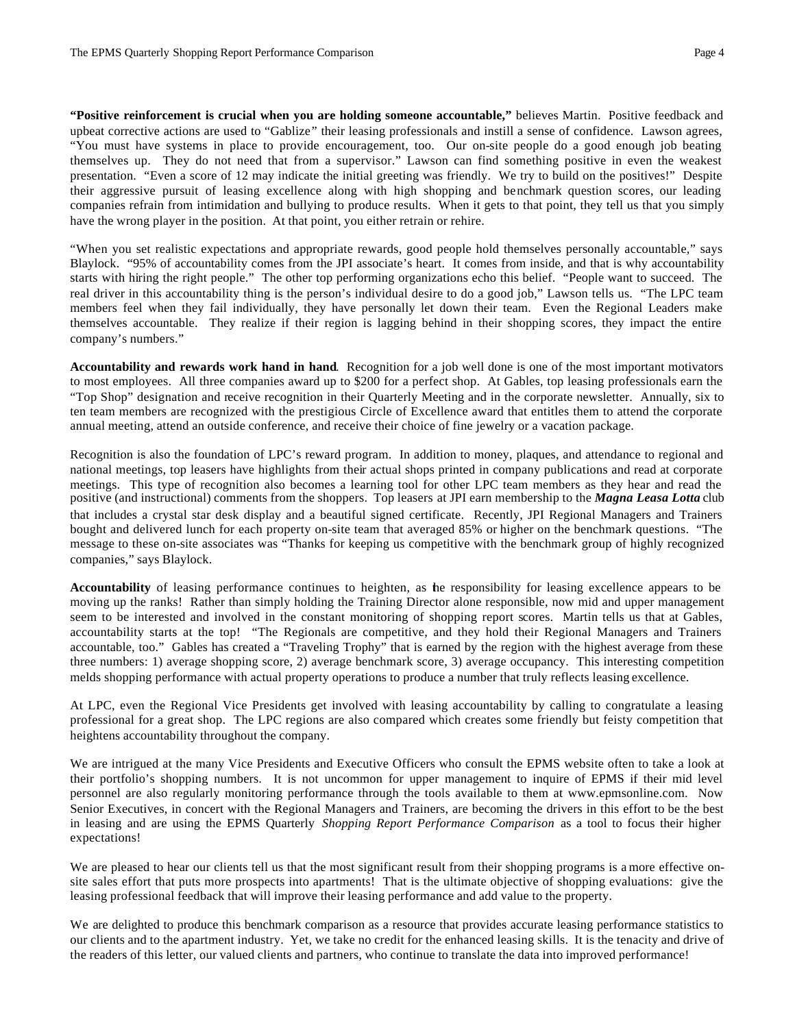**"Positive reinforcement is crucial when you are holding someone accountable,"** believes Martin. Positive feedback and upbeat corrective actions are used to "Gablize" their leasing professionals and instill a sense of confidence. Lawson agrees, "You must have systems in place to provide encouragement, too. Our on-site people do a good enough job beating themselves up. They do not need that from a supervisor." Lawson can find something positive in even the weakest presentation. "Even a score of 12 may indicate the initial greeting was friendly. We try to build on the positives!" Despite their aggressive pursuit of leasing excellence along with high shopping and benchmark question scores, our leading companies refrain from intimidation and bullying to produce results. When it gets to that point, they tell us that you simply have the wrong player in the position. At that point, you either retrain or rehire.

"When you set realistic expectations and appropriate rewards, good people hold themselves personally accountable," says Blaylock. "95% of accountability comes from the JPI associate's heart. It comes from inside, and that is why accountability starts with hiring the right people." The other top performing organizations echo this belief. "People want to succeed. The real driver in this accountability thing is the person's individual desire to do a good job," Lawson tells us. "The LPC team members feel when they fail individually, they have personally let down their team. Even the Regional Leaders make themselves accountable. They realize if their region is lagging behind in their shopping scores, they impact the entire company's numbers."

**Accountability and rewards work hand in hand**. Recognition for a job well done is one of the most important motivators to most employees. All three companies award up to $200 for a perfect shop. At Gables, top leasing professionals earn the "Top Shop" designation and receive recognition in their Quarterly Meeting and in the corporate newsletter. Annually, six to ten team members are recognized with the prestigious Circle of Excellence award that entitles them to attend the corporate annual meeting, attend an outside conference, and receive their choice of fine jewelry or a vacation package.

Recognition is also the foundation of LPC's reward program. In addition to money, plaques, and attendance to regional and national meetings, top leasers have highlights from their actual shops printed in company publications and read at corporate meetings. This type of recognition also becomes a learning tool for other LPC team members as they hear and read the positive (and instructional) comments from the shoppers. Top leasers at JPI earn membership to the ***Magna Leasa Lotta*** club that includes a crystal star desk display and a beautiful signed certificate. Recently, JPI Regional Managers and Trainers bought and delivered lunch for each property on-site team that averaged 85% or higher on the benchmark questions. "The message to these on-site associates was "Thanks for keeping us competitive with the benchmark group of highly recognized companies," says Blaylock.

**Accountability** of leasing performance continues to heighten, as the responsibility for leasing excellence appears to be moving up the ranks! Rather than simply holding the Training Director alone responsible, now mid and upper management seem to be interested and involved in the constant monitoring of shopping report scores. Martin tells us that at Gables, accountability starts at the top! "The Regionals are competitive, and they hold their Regional Managers and Trainers accountable, too." Gables has created a "Traveling Trophy" that is earned by the region with the highest average from these three numbers: 1) average shopping score, 2) average benchmark score, 3) average occupancy. This interesting competition melds shopping performance with actual property operations to produce a number that truly reflects leasing excellence.

At LPC, even the Regional Vice Presidents get involved with leasing accountability by calling to congratulate a leasing professional for a great shop. The LPC regions are also compared which creates some friendly but feisty competition that heightens accountability throughout the company.

We are intrigued at the many Vice Presidents and Executive Officers who consult the EPMS website often to take a look at their portfolio's shopping numbers. It is not uncommon for upper management to inquire of EPMS if their mid level personnel are also regularly monitoring performance through the tools available to them at www.epmsonline.com. Now Senior Executives, in concert with the Regional Managers and Trainers, are becoming the drivers in this effort to be the best in leasing and are using the EPMS Quarterly *Shopping Report Performance Comparison* as a tool to focus their higher expectations!

We are pleased to hear our clients tell us that the most significant result from their shopping programs is a more effective on-site sales effort that puts more prospects into apartments! That is the ultimate objective of shopping evaluations: give the leasing professional feedback that will improve their leasing performance and add value to the property.

We are delighted to produce this benchmark comparison as a resource that provides accurate leasing performance statistics to our clients and to the apartment industry. Yet, we take no credit for the enhanced leasing skills. It is the tenacity and drive of the readers of this letter, our valued clients and partners, who continue to translate the data into improved performance!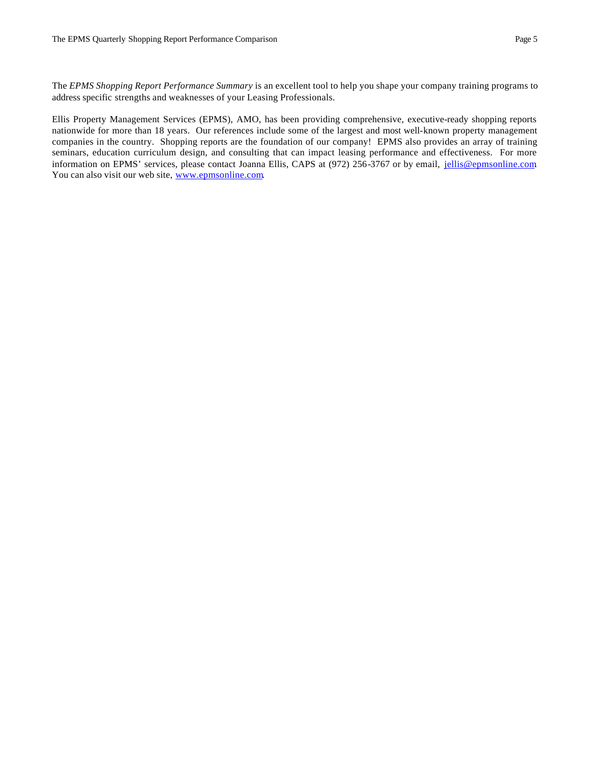The *EPMS Shopping Report Performance Summary* is an excellent tool to help you shape your company training programs to address specific strengths and weaknesses of your Leasing Professionals.

Ellis Property Management Services (EPMS), AMO, has been providing comprehensive, executive-ready shopping reports nationwide for more than 18 years. Our references include some of the largest and most well-known property management companies in the country. Shopping reports are the foundation of our company! EPMS also provides an array of training seminars, education curriculum design, and consulting that can impact leasing performance and effectiveness. For more information on EPMS' services, please contact Joanna Ellis, CAPS at (972) 256-3767 or by email, jellis@epmsonline.com. You can also visit our web site, www.epmsonline.com.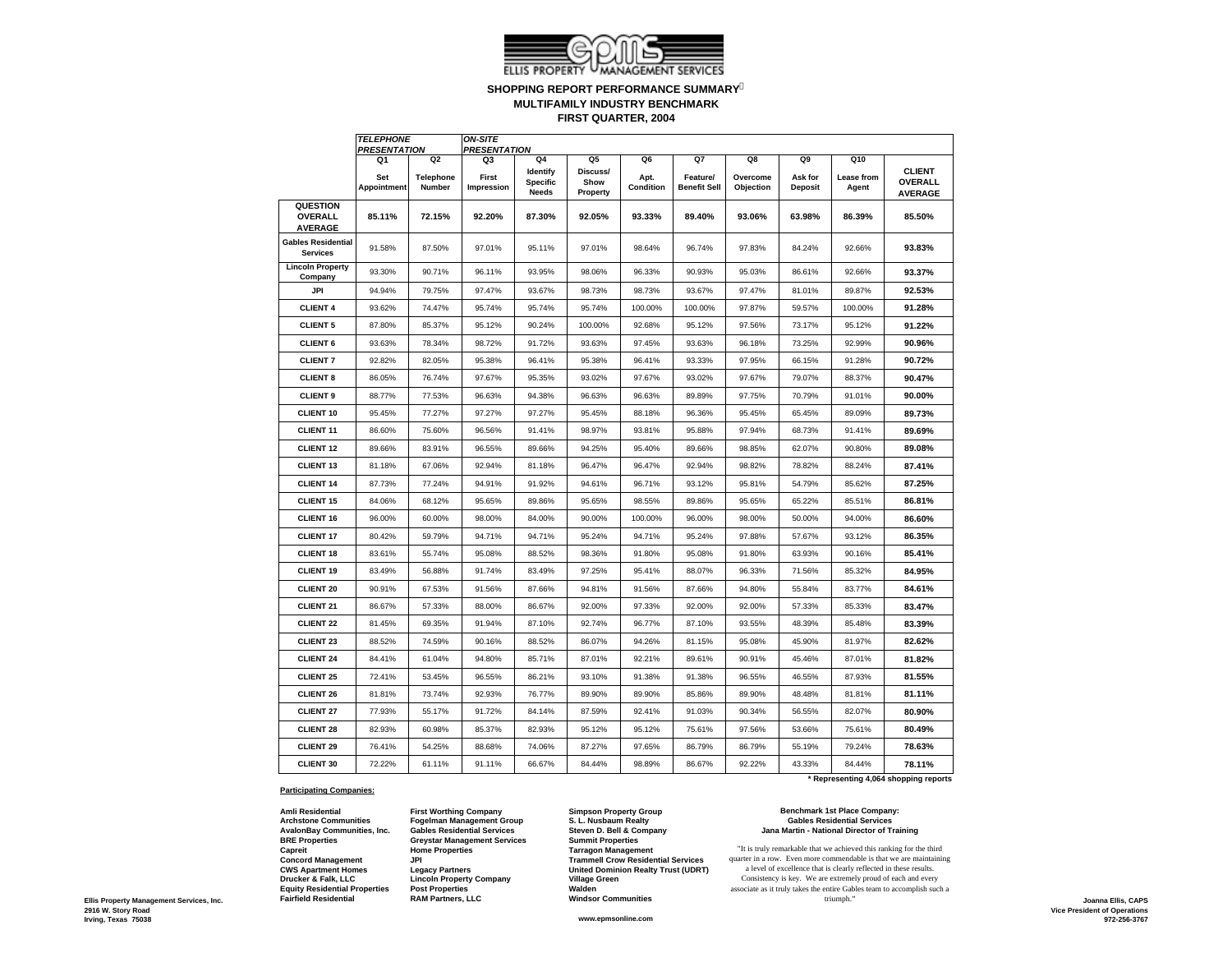ELLIS PROPERTY MANAGEMENT SERVICES

**SHOPPING REPORT PERFORMANCE SUMMARY***
**MULTIFAMILY INDUSTRY BENCHMARK**
**FIRST QUARTER, 2004**

| | *TELEPHONE PRESENTATION* | | *ON-SITE PRESENTATION* | | | | | | | | |
|---|---|---|---|---|---|---|---|---|---|---|---|
| | Q1 | Q2 | Q3 | Q4 | Q5 | Q6 | Q7 | Q8 | Q9 | Q10 | |
| | Set Appointment | Telephone Number | First Impression | Identify Specific Needs | Discuss/ Show Property | Apt. Condition | Feature/ Benefit Sell | Overcome Objection | Ask for Deposit | Lease from Agent | **CLIENT OVERALL AVERAGE** |
| **QUESTION OVERALL AVERAGE** | **85.11%** | **72.15%** | **92.20%** | **87.30%** | **92.05%** | **93.33%** | **89.40%** | **93.06%** | **63.98%** | **86.39%** | **85.50%** |
| **Gables Residential Services** | 91.58% | 87.50% | 97.01% | 95.11% | 97.01% | 98.64% | 96.74% | 97.83% | 84.24% | 92.66% | **93.83%** |
| **Lincoln Property Company** | 93.30% | 90.71% | 96.11% | 93.95% | 98.06% | 96.33% | 90.93% | 95.03% | 86.61% | 92.66% | **93.37%** |
| **JPI** | 94.94% | 79.75% | 97.47% | 93.67% | 98.73% | 98.73% | 93.67% | 97.47% | 81.01% | 89.87% | **92.53%** |
| **CLIENT 4** | 93.62% | 74.47% | 95.74% | 95.74% | 95.74% | 100.00% | 100.00% | 97.87% | 59.57% | 100.00% | **91.28%** |
| **CLIENT 5** | 87.80% | 85.37% | 95.12% | 90.24% | 100.00% | 92.68% | 95.12% | 97.56% | 73.17% | 95.12% | **91.22%** |
| **CLIENT 6** | 93.63% | 78.34% | 98.72% | 91.72% | 93.63% | 97.45% | 93.63% | 96.18% | 73.25% | 92.99% | **90.96%** |
| **CLIENT 7** | 92.82% | 82.05% | 95.38% | 96.41% | 95.38% | 96.41% | 93.33% | 97.95% | 66.15% | 91.28% | **90.72%** |
| **CLIENT 8** | 86.05% | 76.74% | 97.67% | 95.35% | 93.02% | 97.67% | 93.02% | 97.67% | 79.07% | 88.37% | **90.47%** |
| **CLIENT 9** | 88.77% | 77.53% | 96.63% | 94.38% | 96.63% | 96.63% | 89.89% | 97.75% | 70.79% | 91.01% | **90.00%** |
| **CLIENT 10** | 95.45% | 77.27% | 97.27% | 97.27% | 95.45% | 88.18% | 96.36% | 95.45% | 65.45% | 89.09% | **89.73%** |
| **CLIENT 11** | 86.60% | 75.60% | 96.56% | 91.41% | 98.97% | 93.81% | 95.88% | 97.94% | 68.73% | 91.41% | **89.69%** |
| **CLIENT 12** | 89.66% | 83.91% | 96.55% | 89.66% | 94.25% | 95.40% | 89.66% | 98.85% | 62.07% | 90.80% | **89.08%** |
| **CLIENT 13** | 81.18% | 67.06% | 92.94% | 81.18% | 96.47% | 96.47% | 92.94% | 98.82% | 78.82% | 88.24% | **87.41%** |
| **CLIENT 14** | 87.73% | 77.24% | 94.91% | 91.92% | 94.61% | 96.71% | 93.12% | 95.81% | 54.79% | 85.62% | **87.25%** |
| **CLIENT 15** | 84.06% | 68.12% | 95.65% | 89.86% | 95.65% | 98.55% | 89.86% | 95.65% | 65.22% | 85.51% | **86.81%** |
| **CLIENT 16** | 96.00% | 60.00% | 98.00% | 84.00% | 90.00% | 100.00% | 96.00% | 98.00% | 50.00% | 94.00% | **86.60%** |
| **CLIENT 17** | 80.42% | 59.79% | 94.71% | 94.71% | 95.24% | 94.71% | 95.24% | 97.88% | 57.67% | 93.12% | **86.35%** |
| **CLIENT 18** | 83.61% | 55.74% | 95.08% | 88.52% | 98.36% | 91.80% | 95.08% | 91.80% | 63.93% | 90.16% | **85.41%** |
| **CLIENT 19** | 83.49% | 56.88% | 91.74% | 83.49% | 97.25% | 95.41% | 88.07% | 96.33% | 71.56% | 85.32% | **84.95%** |
| **CLIENT 20** | 90.91% | 67.53% | 91.56% | 87.66% | 94.81% | 91.56% | 87.66% | 94.80% | 55.84% | 83.77% | **84.61%** |
| **CLIENT 21** | 86.67% | 57.33% | 88.00% | 86.67% | 92.00% | 97.33% | 92.00% | 92.00% | 57.33% | 85.33% | **83.47%** |
| **CLIENT 22** | 81.45% | 69.35% | 91.94% | 87.10% | 92.74% | 96.77% | 87.10% | 93.55% | 48.39% | 85.48% | **83.39%** |
| **CLIENT 23** | 88.52% | 74.59% | 90.16% | 88.52% | 86.07% | 94.26% | 81.15% | 95.08% | 45.90% | 81.97% | **82.62%** |
| **CLIENT 24** | 84.41% | 61.04% | 94.80% | 85.71% | 87.01% | 92.21% | 89.61% | 90.91% | 45.46% | 87.01% | **81.82%** |
| **CLIENT 25** | 72.41% | 53.45% | 96.55% | 86.21% | 93.10% | 91.38% | 91.38% | 96.55% | 46.55% | 87.93% | **81.55%** |
| **CLIENT 26** | 81.81% | 73.74% | 92.93% | 76.77% | 89.90% | 89.90% | 85.86% | 89.90% | 48.48% | 81.81% | **81.11%** |
| **CLIENT 27** | 77.93% | 55.17% | 91.72% | 84.14% | 87.59% | 92.41% | 91.03% | 90.34% | 56.55% | 82.07% | **80.90%** |
| **CLIENT 28** | 82.93% | 60.98% | 85.37% | 82.93% | 95.12% | 95.12% | 75.61% | 97.56% | 53.66% | 75.61% | **80.49%** |
| **CLIENT 29** | 76.41% | 54.25% | 88.68% | 74.06% | 87.27% | 97.65% | 86.79% | 86.79% | 55.19% | 79.24% | **78.63%** |
| **CLIENT 30** | 72.22% | 61.11% | 91.11% | 66.67% | 84.44% | 98.89% | 86.67% | 92.22% | 43.33% | 84.44% | **78.11%** |

**\* Representing 4,064 shopping reports**

**Participating Companies:**

**Amli Residential**
**Archstone Communities**
**AvalonBay Communities, Inc.**
**BRE Properties**
**Capreit**
**Concord Management**
**CWS Apartment Homes**
**Drucker & Falk, LLC**
**Equity Residential Properties**
**Fairfield Residential**
**First Worthing Company**
**Fogelman Management Group**
**Gables Residential Services**
**Greystar Management Services**
**Home Properties**
**JPI**
**Legacy Partners**
**Lincoln Property Company**
**Post Properties**
**RAM Partners, LLC**
**Simpson Property Group**
**S. L. Nusbaum Realty**
**Steven D. Bell & Company**
**Summit Properties**
**Tarragon Management**
**Trammell Crow Residential Services**
**United Dominion Realty Trust (UDRT)**
**Village Green**
**Walden**
**Windsor Communities**

**Benchmark 1st Place Company:**
**Gables Residential Services**
**Jana Martin - National Director of Training**

"It is truly remarkable that we achieved this ranking for the third quarter in a row. Even more commendable is that we are maintaining a level of excellence that is clearly reflected in these results. Consistency is key. We are extremely proud of each and every associate as it truly takes the entire Gables team to accomplish such a triumph."

**Ellis Property Management Services, Inc.**
**2916 W. Story Road**
**Irving, Texas 75038**

**www.epmsonline.com**

**Joanna Ellis, CAPS**
**Vice President of Operations**
**972-256-3767**